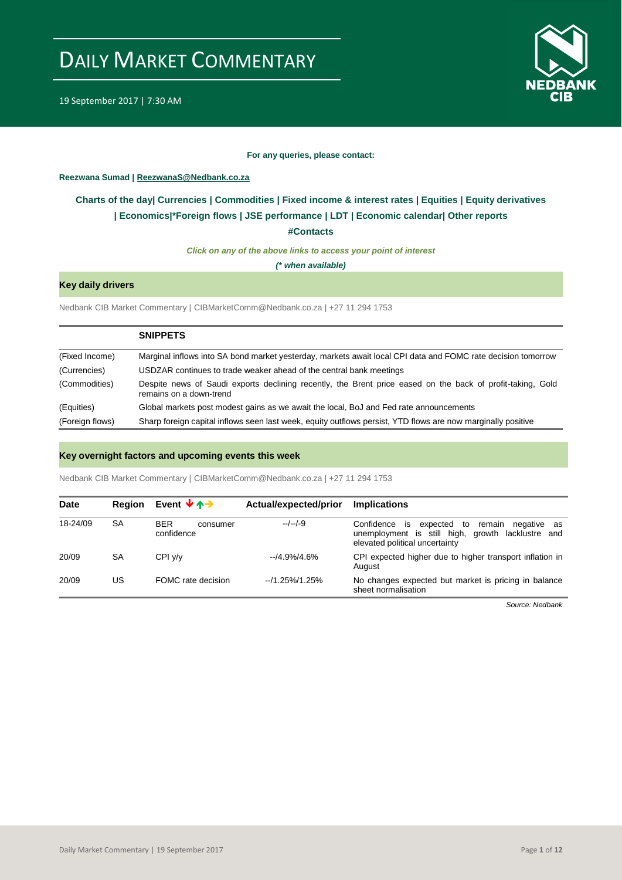# DAILY MARKET COMMENTARY

19 September 2017 | 7:30 AM

**For any queries, please contact:**

**Reezwana Sumad | ReezwanaS@Nedbank.co.za**

**Charts of the day| Currencies | Commodities | Fixed income & interest rates | Equities | Equity derivatives | Economics|*Foreign flows | JSE performance | LDT | Economic calendar| Other reports**

**#Contacts**

***Click on any of the above links to access your point of interest***

***(* when available)***

## Key daily drivers

Nedbank CIB Market Commentary | CIBMarketComm@Nedbank.co.za | +27 11 294 1753

| | **SNIPPETS** |
|---|---|
| (Fixed Income) | Marginal inflows into SA bond market yesterday, markets await local CPI data and FOMC rate decision tomorrow |
| (Currencies) | USDZAR continues to trade weaker ahead of the central bank meetings |
| (Commodities) | Despite news of Saudi exports declining recently, the Brent price eased on the back of profit-taking, Gold remains on a down-trend |
| (Equities) | Global markets post modest gains as we await the local, BoJ and Fed rate announcements |
| (Foreign flows) | Sharp foreign capital inflows seen last week, equity outflows persist, YTD flows are now marginally positive |

## Key overnight factors and upcoming events this week

Nedbank CIB Market Commentary | CIBMarketComm@Nedbank.co.za | +27 11 294 1753

| Date | Region | Event ↓↑→ | Actual/expected/prior | Implications |
|---|---|---|---|---|
| 18-24/09 | SA | BER consumer confidence | --/--/-9 | Confidence is expected to remain negative as unemployment is still high, growth lacklustre and elevated political uncertainty |
| 20/09 | SA | CPI y/y | --/4.9%/4.6% | CPI expected higher due to higher transport inflation in August |
| 20/09 | US | FOMC rate decision | --/1.25%/1.25% | No changes expected but market is pricing in balance sheet normalisation |

*Source: Nedbank*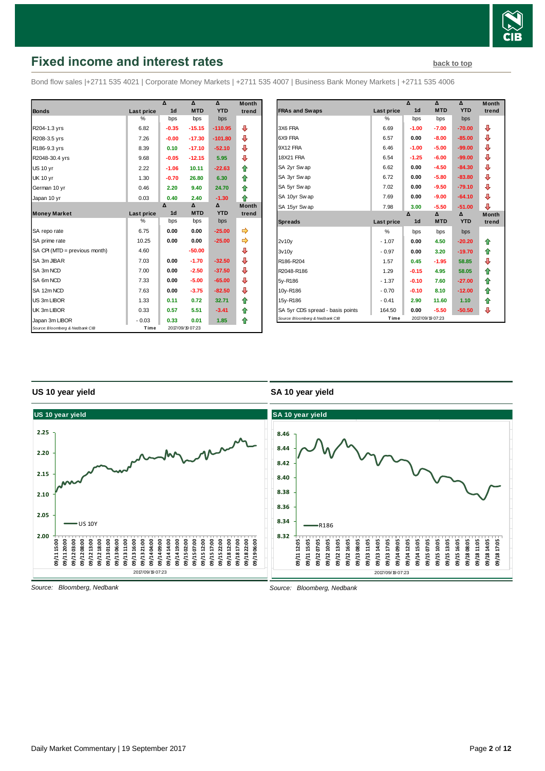# Fixed income and interest rates

back to top

Bond flow sales |+2711 535 4021 | Corporate Money Markets | +2711 535 4007 | Business Bank Money Markets | +2711 535 4006

| Bonds | Last price | Δ 1d | Δ MTD | Δ YTD | Month trend |
|---|---|---|---|---|---|
| | % | bps | bps | bps | |
| R204-1.3 yrs | 6.82 | -0.35 | -15.15 | -110.95 | ⇩ |
| R208-3.5 yrs | 7.26 | -0.00 | -17.30 | -101.80 | ⇩ |
| R186-9.3 yrs | 8.39 | 0.10 | -17.10 | -52.10 | ⇩ |
| R2048-30.4 yrs | 9.68 | -0.05 | -12.15 | 5.95 | ⇩ |
| US 10 yr | 2.22 | -1.06 | 10.11 | -22.63 | ⇧ |
| UK 10 yr | 1.30 | -0.70 | 26.80 | 6.30 | ⇧ |
| German 10 yr | 0.46 | 2.20 | 9.40 | 24.70 | ⇧ |
| Japan 10 yr | 0.03 | 0.40 | 2.40 | -1.30 | ⇧ |
| **Money Market** | **Last price** | **Δ 1d** | **Δ MTD** | **Δ YTD** | **Month trend** |
| | % | bps | bps | bps | |
| SA repo rate | 6.75 | 0.00 | 0.00 | -25.00 | ⇨ |
| SA prime rate | 10.25 | 0.00 | 0.00 | -25.00 | ⇨ |
| SA CPI (MTD = previous month) | 4.60 | | -50.00 | | ⇩ |
| SA 3m JIBAR | 7.03 | 0.00 | -1.70 | -32.50 | ⇩ |
| SA 3m NCD | 7.00 | 0.00 | -2.50 | -37.50 | ⇩ |
| SA 6m NCD | 7.33 | 0.00 | -5.00 | -65.00 | ⇩ |
| SA 12m NCD | 7.63 | 0.00 | -3.75 | -82.50 | ⇩ |
| US 3m LIBOR | 1.33 | 0.11 | 0.72 | 32.71 | ⇧ |
| UK 3m LIBOR | 0.33 | 0.57 | 5.51 | -3.41 | ⇧ |
| Japan 3m LIBOR | -0.03 | 0.33 | 0.01 | 1.85 | ⇧ |

Source: Bloomberg & Nedbank CIB — Time 2017/09/19 07:23

| FRAs and Swaps | Last price | Δ 1d | Δ MTD | Δ YTD | Month trend |
|---|---|---|---|---|---|
| | % | bps | bps | bps | |
| 3X6 FRA | 6.69 | -1.00 | -7.00 | -70.00 | ⇩ |
| 6X9 FRA | 6.57 | 0.00 | -8.00 | -85.00 | ⇩ |
| 9X12 FRA | 6.46 | -1.00 | -5.00 | -99.00 | ⇩ |
| 18X21 FRA | 6.54 | -1.25 | -6.00 | -99.00 | ⇩ |
| SA 2yr Swap | 6.62 | 0.00 | -4.50 | -84.30 | ⇩ |
| SA 3yr Swap | 6.72 | 0.00 | -5.80 | -83.80 | ⇩ |
| SA 5yr Swap | 7.02 | 0.00 | -9.50 | -79.10 | ⇩ |
| SA 10yr Swap | 7.69 | 0.00 | -9.00 | -64.10 | ⇩ |
| SA 15yr Swap | 7.98 | 3.00 | -5.50 | -51.00 | ⇩ |
| **Spreads** | **Last price** | **Δ 1d** | **Δ MTD** | **Δ YTD** | **Month trend** |
| | % | bps | bps | bps | |
| 2v10y | -1.07 | 0.00 | 4.50 | -20.20 | ⇧ |
| 3v10y | -0.97 | 0.00 | 3.20 | -19.70 | ⇧ |
| R186-R204 | 1.57 | 0.45 | -1.95 | 58.85 | ⇩ |
| R2048-R186 | 1.29 | -0.15 | 4.95 | 58.05 | ⇧ |
| 5y-R186 | -1.37 | -0.10 | 7.60 | -27.00 | ⇧ |
| 10y-R186 | -0.70 | -0.10 | 8.10 | -12.00 | ⇧ |
| 15y-R186 | -0.41 | 2.90 | 11.60 | 1.10 | ⇧ |
| SA 5yr CDS spread - basis points | 164.50 | 0.00 | -5.50 | -50.50 | ⇩ |

Source: Bloomberg & Nedbank CIB — Time 2017/09/19 07:23

## US 10 year yield

Source: Bloomberg, Nedbank

## SA 10 year yield

Source: Bloomberg, Nedbank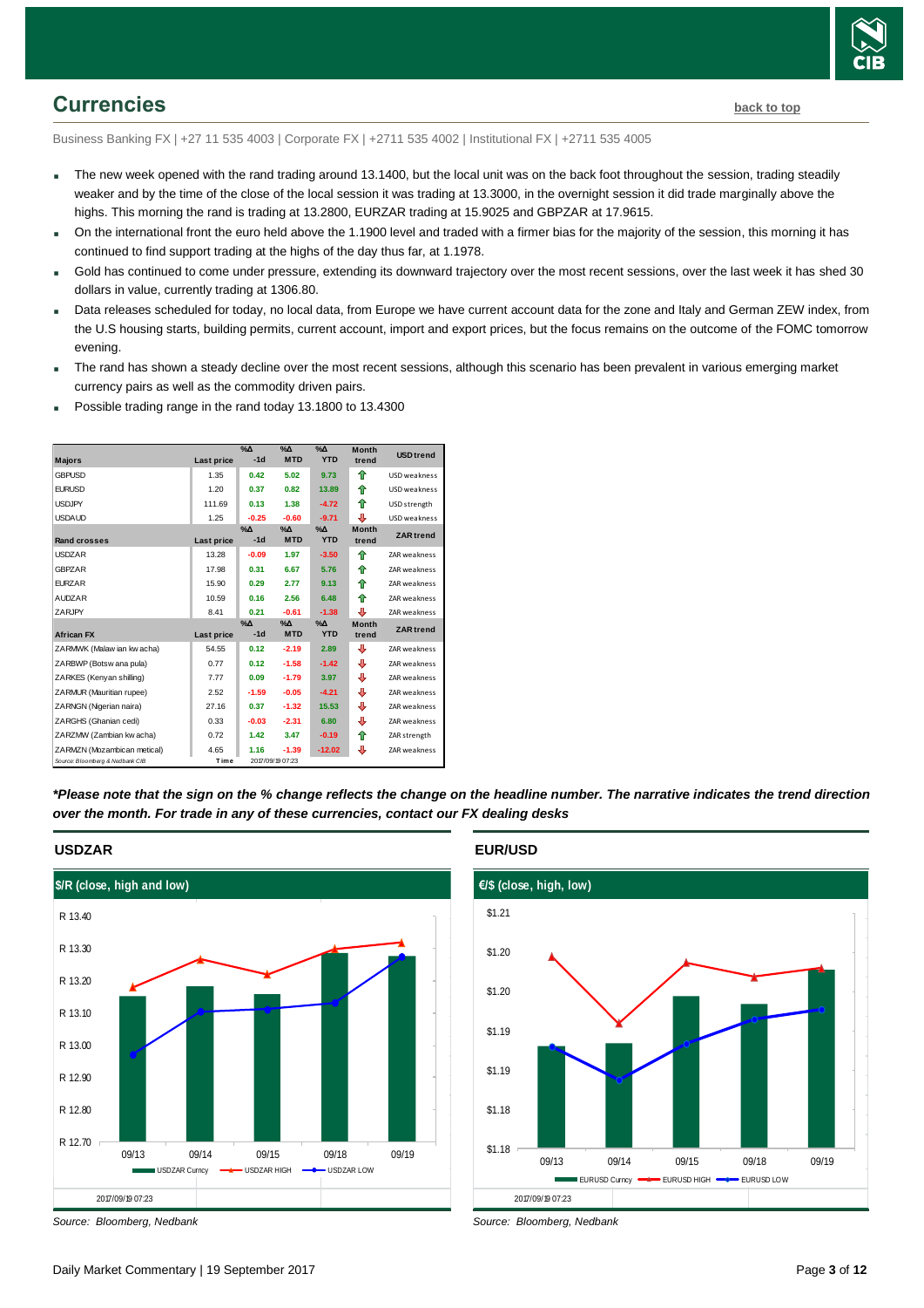## Currencies

back to top

Business Banking FX | +27 11 535 4003 | Corporate FX | +2711 535 4002 | Institutional FX | +2711 535 4005

- The new week opened with the rand trading around 13.1400, but the local unit was on the back foot throughout the session, trading steadily weaker and by the time of the close of the local session it was trading at 13.3000, in the overnight session it did trade marginally above the highs. This morning the rand is trading at 13.2800, EURZAR trading at 15.9025 and GBPZAR at 17.9615.
- On the international front the euro held above the 1.1900 level and traded with a firmer bias for the majority of the session, this morning it has continued to find support trading at the highs of the day thus far, at 1.1978.
- Gold has continued to come under pressure, extending its downward trajectory over the most recent sessions, over the last week it has shed 30 dollars in value, currently trading at 1306.80.
- Data releases scheduled for today, no local data, from Europe we have current account data for the zone and Italy and German ZEW index, from the U.S housing starts, building permits, current account, import and export prices, but the focus remains on the outcome of the FOMC tomorrow evening.
- The rand has shown a steady decline over the most recent sessions, although this scenario has been prevalent in various emerging market currency pairs as well as the commodity driven pairs.
- Possible trading range in the rand today 13.1800 to 13.4300

| Majors | Last price | %Δ -1d | %Δ MTD | %Δ YTD | Month trend | USD trend |
|---|---|---|---|---|---|---|
| GBPUSD | 1.35 | 0.42 | 5.02 | 9.73 | ⇧ | USD weakness |
| EURUSD | 1.20 | 0.37 | 0.82 | 13.89 | ⇧ | USD weakness |
| USDJPY | 111.69 | 0.13 | 1.38 | -4.72 | ⇧ | USD strength |
| USDAUD | 1.25 | -0.25 | -0.60 | -9.71 | ⇩ | USD weakness |
| **Rand crosses** | **Last price** | **%Δ -1d** | **%Δ MTD** | **%Δ YTD** | **Month trend** | **ZAR trend** |
| USDZAR | 13.28 | -0.09 | 1.97 | -3.50 | ⇧ | ZAR weakness |
| GBPZAR | 17.98 | 0.31 | 6.67 | 5.76 | ⇧ | ZAR weakness |
| EURZAR | 15.90 | 0.29 | 2.77 | 9.13 | ⇧ | ZAR weakness |
| AUDZAR | 10.59 | 0.16 | 2.56 | 6.48 | ⇧ | ZAR weakness |
| ZARJPY | 8.41 | 0.21 | -0.61 | -1.38 | ⇩ | ZAR weakness |
| **African FX** | **Last price** | **%Δ -1d** | **%Δ MTD** | **%Δ YTD** | **Month trend** | **ZAR trend** |
| ZARMWK (Malawian kwacha) | 54.55 | 0.12 | -2.19 | 2.89 | ⇩ | ZAR weakness |
| ZARBWP (Botswana pula) | 0.77 | 0.12 | -1.58 | -1.42 | ⇩ | ZAR weakness |
| ZARKES (Kenyan shilling) | 7.77 | 0.09 | -1.79 | 3.97 | ⇩ | ZAR weakness |
| ZARMUR (Mauritian rupee) | 2.52 | -1.59 | -0.05 | -4.21 | ⇩ | ZAR weakness |
| ZARNGN (Nigerian naira) | 27.16 | 0.37 | -1.32 | 15.53 | ⇩ | ZAR weakness |
| ZARGHS (Ghanian cedi) | 0.33 | -0.03 | -2.31 | 6.80 | ⇩ | ZAR weakness |
| ZARZMW (Zambian kwacha) | 0.72 | 1.42 | 3.47 | -0.19 | ⇧ | ZAR strength |
| ZARMZN (Mozambican metical) | 4.65 | 1.16 | -1.39 | -12.02 | ⇩ | ZAR weakness |

Source: Bloomberg & Nedbank CIB | Time 2017/09/19 07:23

***Please note that the sign on the % change reflects the change on the headline number. The narrative indicates the trend direction over the month. For trade in any of these currencies, contact our FX dealing desks***

### USDZAR

$/R (close, high and low)

Source: Bloomberg, Nedbank

### EUR/USD

€/$ (close, high, low)

Source: Bloomberg, Nedbank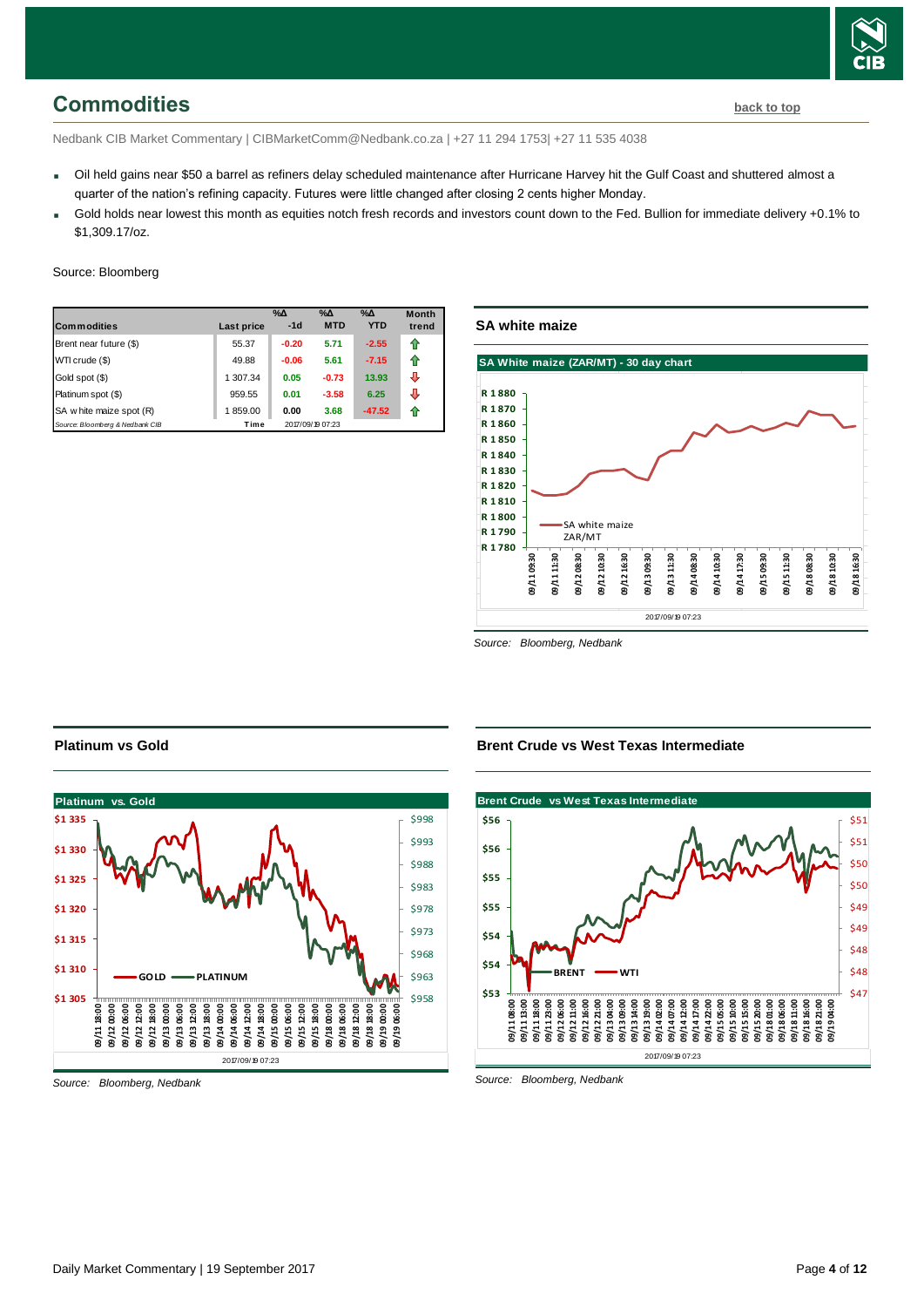## Commodities

back to top

Nedbank CIB Market Commentary | CIBMarketComm@Nedbank.co.za | +27 11 294 1753| +27 11 535 4038

- Oil held gains near $50 a barrel as refiners delay scheduled maintenance after Hurricane Harvey hit the Gulf Coast and shuttered almost a quarter of the nation's refining capacity. Futures were little changed after closing 2 cents higher Monday.
- Gold holds near lowest this month as equities notch fresh records and investors count down to the Fed. Bullion for immediate delivery +0.1% to $1,309.17/oz.

Source: Bloomberg

| Commodities | Last price | %Δ -1d | %Δ MTD | %Δ YTD | Month trend |
|---|---|---|---|---|---|
| Brent near future ($) | 55.37 | -0.20 | 5.71 | -2.55 | ⇧ |
| WTI crude ($) | 49.88 | -0.06 | 5.61 | -7.15 | ⇧ |
| Gold spot ($) | 1 307.34 | 0.05 | -0.73 | 13.93 | ⇩ |
| Platinum spot ($) | 959.55 | 0.01 | -3.58 | 6.25 | ⇩ |
| SA white maize spot (R) | 1 859.00 | 0.00 | 3.68 | -47.52 | ⇧ |
| *Source: Bloomberg & Nedbank CIB* | Time | 2017/09/19 07:23 | | | |

### SA white maize

Source: Bloomberg, Nedbank

### Platinum vs Gold

Source: Bloomberg, Nedbank

### Brent Crude vs West Texas Intermediate

Source: Bloomberg, Nedbank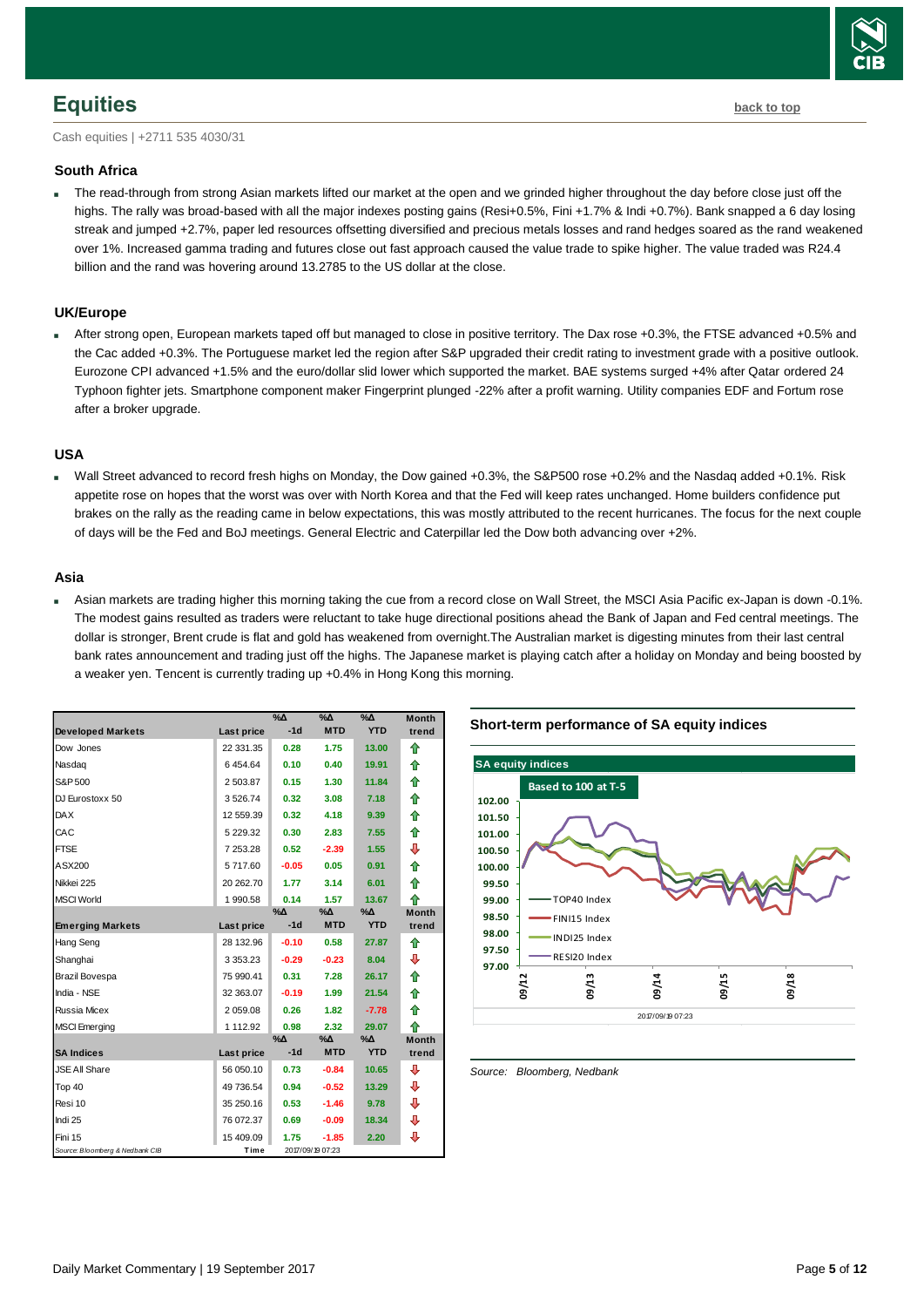# Equities

back to top

Cash equities | +2711 535 4030/31

### South Africa

- The read-through from strong Asian markets lifted our market at the open and we grinded higher throughout the day before close just off the highs. The rally was broad-based with all the major indexes posting gains (Resi+0.5%, Fini +1.7% & Indi +0.7%). Bank snapped a 6 day losing streak and jumped +2.7%, paper led resources offsetting diversified and precious metals losses and rand hedges soared as the rand weakened over 1%. Increased gamma trading and futures close out fast approach caused the value trade to spike higher. The value traded was R24.4 billion and the rand was hovering around 13.2785 to the US dollar at the close.

### UK/Europe

- After strong open, European markets taped off but managed to close in positive territory. The Dax rose +0.3%, the FTSE advanced +0.5% and the Cac added +0.3%. The Portuguese market led the region after S&P upgraded their credit rating to investment grade with a positive outlook. Eurozone CPI advanced +1.5% and the euro/dollar slid lower which supported the market. BAE systems surged +4% after Qatar ordered 24 Typhoon fighter jets. Smartphone component maker Fingerprint plunged -22% after a profit warning. Utility companies EDF and Fortum rose after a broker upgrade.

### USA

- Wall Street advanced to record fresh highs on Monday, the Dow gained +0.3%, the S&P500 rose +0.2% and the Nasdaq added +0.1%. Risk appetite rose on hopes that the worst was over with North Korea and that the Fed will keep rates unchanged. Home builders confidence put brakes on the rally as the reading came in below expectations, this was mostly attributed to the recent hurricanes. The focus for the next couple of days will be the Fed and BoJ meetings. General Electric and Caterpillar led the Dow both advancing over +2%.

### Asia

- Asian markets are trading higher this morning taking the cue from a record close on Wall Street, the MSCI Asia Pacific ex-Japan is down -0.1%. The modest gains resulted as traders were reluctant to take huge directional positions ahead the Bank of Japan and Fed central meetings. The dollar is stronger, Brent crude is flat and gold has weakened from overnight.The Australian market is digesting minutes from their last central bank rates announcement and trading just off the highs. The Japanese market is playing catch after a holiday on Monday and being boosted by a weaker yen. Tencent is currently trading up +0.4% in Hong Kong this morning.

| Developed Markets | Last price | %Δ -1d | %Δ MTD | %Δ YTD | Month trend |
|---|---|---|---|---|---|
| Dow Jones | 22 331.35 | 0.28 | 1.75 | 13.00 | ⇧ |
| Nasdaq | 6 454.64 | 0.10 | 0.40 | 19.91 | ⇧ |
| S&P 500 | 2 503.87 | 0.15 | 1.30 | 11.84 | ⇧ |
| DJ Eurostoxx 50 | 3 526.74 | 0.32 | 3.08 | 7.18 | ⇧ |
| DAX | 12 559.39 | 0.32 | 4.18 | 9.39 | ⇧ |
| CAC | 5 229.32 | 0.30 | 2.83 | 7.55 | ⇧ |
| FTSE | 7 253.28 | 0.52 | -2.39 | 1.55 | ⇩ |
| ASX200 | 5 717.60 | -0.05 | 0.05 | 0.91 | ⇧ |
| Nikkei 225 | 20 262.70 | 1.77 | 3.14 | 6.01 | ⇧ |
| MSCI World | 1 990.58 | 0.14 | 1.57 | 13.67 | ⇧ |
| **Emerging Markets** | **Last price** | **%Δ -1d** | **%Δ MTD** | **%Δ YTD** | **Month trend** |
| Hang Seng | 28 132.96 | -0.10 | 0.58 | 27.87 | ⇧ |
| Shanghai | 3 353.23 | -0.29 | -0.23 | 8.04 | ⇩ |
| Brazil Bovespa | 75 990.41 | 0.31 | 7.28 | 26.17 | ⇧ |
| India - NSE | 32 363.07 | -0.19 | 1.99 | 21.54 | ⇧ |
| Russia Micex | 2 059.08 | 0.26 | 1.82 | -7.78 | ⇧ |
| MSCI Emerging | 1 112.92 | 0.98 | 2.32 | 29.07 | ⇧ |
| **SA Indices** | **Last price** | **%Δ -1d** | **%Δ MTD** | **%Δ YTD** | **Month trend** |
| JSE All Share | 56 050.10 | 0.73 | -0.84 | 10.65 | ⇩ |
| Top 40 | 49 736.54 | 0.94 | -0.52 | 13.29 | ⇩ |
| Resi 10 | 35 250.16 | 0.53 | -1.46 | 9.78 | ⇩ |
| Indi 25 | 76 072.37 | 0.69 | -0.09 | 18.34 | ⇩ |
| Fini 15 | 15 409.09 | 1.75 | -1.85 | 2.20 | ⇩ |

Source: Bloomberg & Nedbank CIB | Time 2017/09/19 07:23

**Short-term performance of SA equity indices**

Source: Bloomberg, Nedbank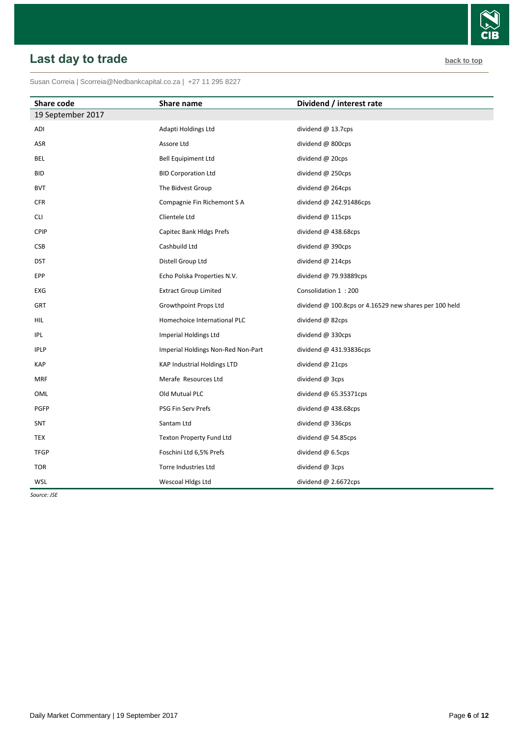## Last day to trade

back to top

Susan Correia | Scorreia@Nedbankcapital.co.za | +27 11 295 8227

| Share code | Share name | Dividend / interest rate |
|---|---|---|
| 19 September 2017 | | |
| ADI | Adapti Holdings Ltd | dividend @ 13.7cps |
| ASR | Assore Ltd | dividend @ 800cps |
| BEL | Bell Equipiment Ltd | dividend @ 20cps |
| BID | BID Corporation Ltd | dividend @ 250cps |
| BVT | The Bidvest Group | dividend @ 264cps |
| CFR | Compagnie Fin Richemont S A | dividend @ 242.91486cps |
| CLI | Clientele Ltd | dividend @ 115cps |
| CPIP | Capitec Bank Hldgs Prefs | dividend @ 438.68cps |
| CSB | Cashbuild Ltd | dividend @ 390cps |
| DST | Distell Group Ltd | dividend @ 214cps |
| EPP | Echo Polska Properties N.V. | dividend @ 79.93889cps |
| EXG | Extract Group Limited | Consolidation 1 : 200 |
| GRT | Growthpoint Props Ltd | dividend @ 100.8cps or 4.16529 new shares per 100 held |
| HIL | Homechoice International PLC | dividend @ 82cps |
| IPL | Imperial Holdings Ltd | dividend @ 330cps |
| IPLP | Imperial Holdings Non-Red Non-Part | dividend @ 431.93836cps |
| KAP | KAP Industrial Holdings LTD | dividend @ 21cps |
| MRF | Merafe Resources Ltd | dividend @ 3cps |
| OML | Old Mutual PLC | dividend @ 65.35371cps |
| PGFP | PSG Fin Serv Prefs | dividend @ 438.68cps |
| SNT | Santam Ltd | dividend @ 336cps |
| TEX | Texton Property Fund Ltd | dividend @ 54.85cps |
| TFGP | Foschini Ltd 6,5% Prefs | dividend @ 6.5cps |
| TOR | Torre Industries Ltd | dividend @ 3cps |
| WSL | Wescoal Hldgs Ltd | dividend @ 2.6672cps |

*Source: JSE*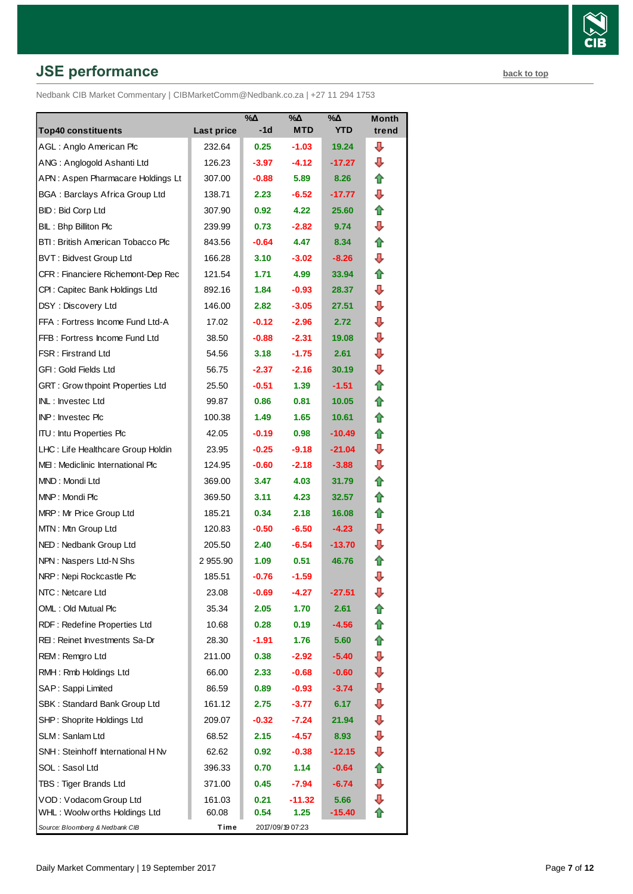## JSE performance

back to top

Nedbank CIB Market Commentary | CIBMarketComm@Nedbank.co.za | +27 11 294 1753

| Top40 constituents | Last price | %Δ -1d | %Δ MTD | %Δ YTD | Month trend |
|---|---|---|---|---|---|
| AGL : Anglo American Plc | 232.64 | 0.25 | -1.03 | 19.24 | ⇩ |
| ANG : Anglogold Ashanti Ltd | 126.23 | -3.97 | -4.12 | -17.27 | ⇩ |
| APN : Aspen Pharmacare Holdings Lt | 307.00 | -0.88 | 5.89 | 8.26 | ⇧ |
| BGA : Barclays Africa Group Ltd | 138.71 | 2.23 | -6.52 | -17.77 | ⇩ |
| BID : Bid Corp Ltd | 307.90 | 0.92 | 4.22 | 25.60 | ⇧ |
| BIL : Bhp Billiton Plc | 239.99 | 0.73 | -2.82 | 9.74 | ⇩ |
| BTI : British American Tobacco Plc | 843.56 | -0.64 | 4.47 | 8.34 | ⇧ |
| BVT : Bidvest Group Ltd | 166.28 | 3.10 | -3.02 | -8.26 | ⇩ |
| CFR : Financiere Richemont-Dep Rec | 121.54 | 1.71 | 4.99 | 33.94 | ⇧ |
| CPI : Capitec Bank Holdings Ltd | 892.16 | 1.84 | -0.93 | 28.37 | ⇩ |
| DSY : Discovery Ltd | 146.00 | 2.82 | -3.05 | 27.51 | ⇩ |
| FFA : Fortress Income Fund Ltd-A | 17.02 | -0.12 | -2.96 | 2.72 | ⇩ |
| FFB : Fortress Income Fund Ltd | 38.50 | -0.88 | -2.31 | 19.08 | ⇩ |
| FSR : Firstrand Ltd | 54.56 | 3.18 | -1.75 | 2.61 | ⇩ |
| GFI : Gold Fields Ltd | 56.75 | -2.37 | -2.16 | 30.19 | ⇩ |
| GRT : Growthpoint Properties Ltd | 25.50 | -0.51 | 1.39 | -1.51 | ⇧ |
| INL : Investec Ltd | 99.87 | 0.86 | 0.81 | 10.05 | ⇧ |
| INP : Investec Plc | 100.38 | 1.49 | 1.65 | 10.61 | ⇧ |
| ITU : Intu Properties Plc | 42.05 | -0.19 | 0.98 | -10.49 | ⇧ |
| LHC : Life Healthcare Group Holdin | 23.95 | -0.25 | -9.18 | -21.04 | ⇩ |
| MEI : Mediclinic International Plc | 124.95 | -0.60 | -2.18 | -3.88 | ⇩ |
| MND : Mondi Ltd | 369.00 | 3.47 | 4.03 | 31.79 | ⇧ |
| MNP : Mondi Plc | 369.50 | 3.11 | 4.23 | 32.57 | ⇧ |
| MRP : Mr Price Group Ltd | 185.21 | 0.34 | 2.18 | 16.08 | ⇧ |
| MTN : Mtn Group Ltd | 120.83 | -0.50 | -6.50 | -4.23 | ⇩ |
| NED : Nedbank Group Ltd | 205.50 | 2.40 | -6.54 | -13.70 | ⇩ |
| NPN : Naspers Ltd-N Shs | 2 955.90 | 1.09 | 0.51 | 46.76 | ⇧ |
| NRP : Nepi Rockcastle Plc | 185.51 | -0.76 | -1.59 | | ⇩ |
| NTC : Netcare Ltd | 23.08 | -0.69 | -4.27 | -27.51 | ⇩ |
| OML : Old Mutual Plc | 35.34 | 2.05 | 1.70 | 2.61 | ⇧ |
| RDF : Redefine Properties Ltd | 10.68 | 0.28 | 0.19 | -4.56 | ⇧ |
| REI : Reinet Investments Sa-Dr | 28.30 | -1.91 | 1.76 | 5.60 | ⇧ |
| REM : Remgro Ltd | 211.00 | 0.38 | -2.92 | -5.40 | ⇩ |
| RMH : Rmb Holdings Ltd | 66.00 | 2.33 | -0.68 | -0.60 | ⇩ |
| SAP : Sappi Limited | 86.59 | 0.89 | -0.93 | -3.74 | ⇩ |
| SBK : Standard Bank Group Ltd | 161.12 | 2.75 | -3.77 | 6.17 | ⇩ |
| SHP : Shoprite Holdings Ltd | 209.07 | -0.32 | -7.24 | 21.94 | ⇩ |
| SLM : Sanlam Ltd | 68.52 | 2.15 | -4.57 | 8.93 | ⇩ |
| SNH : Steinhoff International H Nv | 62.62 | 0.92 | -0.38 | -12.15 | ⇩ |
| SOL : Sasol Ltd | 396.33 | 0.70 | 1.14 | -0.64 | ⇧ |
| TBS : Tiger Brands Ltd | 371.00 | 0.45 | -7.94 | -6.74 | ⇩ |
| VOD : Vodacom Group Ltd | 161.03 | 0.21 | -11.32 | 5.66 | ⇩ |
| WHL : Woolworths Holdings Ltd | 60.08 | 0.54 | 1.25 | -15.40 | ⇧ |

*Source: Bloomberg & Nedbank CIB* Time 2017/09/19 07:23

Daily Market Commentary | 19 September 2017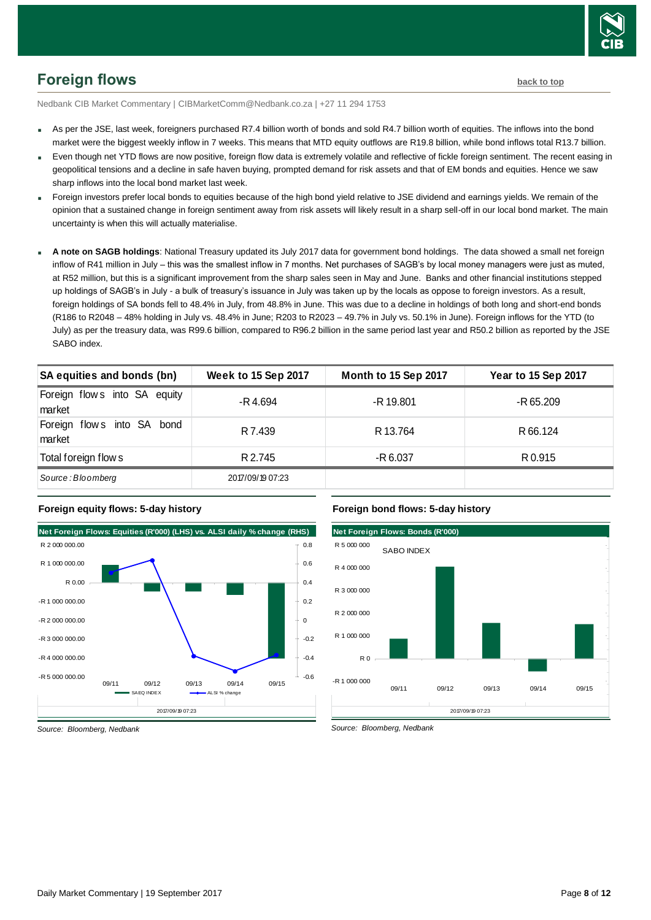## Foreign flows

back to top

Nedbank CIB Market Commentary | CIBMarketComm@Nedbank.co.za | +27 11 294 1753

- As per the JSE, last week, foreigners purchased R7.4 billion worth of bonds and sold R4.7 billion worth of equities. The inflows into the bond market were the biggest weekly inflow in 7 weeks. This means that MTD equity outflows are R19.8 billion, while bond inflows total R13.7 billion.
- Even though net YTD flows are now positive, foreign flow data is extremely volatile and reflective of fickle foreign sentiment. The recent easing in geopolitical tensions and a decline in safe haven buying, prompted demand for risk assets and that of EM bonds and equities. Hence we saw sharp inflows into the local bond market last week.
- Foreign investors prefer local bonds to equities because of the high bond yield relative to JSE dividend and earnings yields. We remain of the opinion that a sustained change in foreign sentiment away from risk assets will likely result in a sharp sell-off in our local bond market. The main uncertainty is when this will actually materialise.
- **A note on SAGB holdings**: National Treasury updated its July 2017 data for government bond holdings. The data showed a small net foreign inflow of R41 million in July – this was the smallest inflow in 7 months. Net purchases of SAGB's by local money managers were just as muted, at R52 million, but this is a significant improvement from the sharp sales seen in May and June. Banks and other financial institutions stepped up holdings of SAGB's in July - a bulk of treasury's issuance in July was taken up by the locals as oppose to foreign investors. As a result, foreign holdings of SA bonds fell to 48.4% in July, from 48.8% in June. This was due to a decline in holdings of both long and short-end bonds (R186 to R2048 – 48% holding in July vs. 48.4% in June; R203 to R2023 – 49.7% in July vs. 50.1% in June). Foreign inflows for the YTD (to July) as per the treasury data, was R99.6 billion, compared to R96.2 billion in the same period last year and R50.2 billion as reported by the JSE SABO index.

| SA equities and bonds (bn) | Week to 15 Sep 2017 | Month to 15 Sep 2017 | Year to 15 Sep 2017 |
|---|---|---|---|
| Foreign flows into SA equity market | -R 4.694 | -R 19.801 | -R 65.209 |
| Foreign flows into SA bond market | R 7.439 | R 13.764 | R 66.124 |
| Total foreign flows | R 2.745 | -R 6.037 | R 0.915 |
| *Source : Bloomberg* | 2017/09/19 07:23 | | |

**Foreign equity flows: 5-day history**

*Source: Bloomberg, Nedbank*

**Foreign bond flows: 5-day history**

*Source: Bloomberg, Nedbank*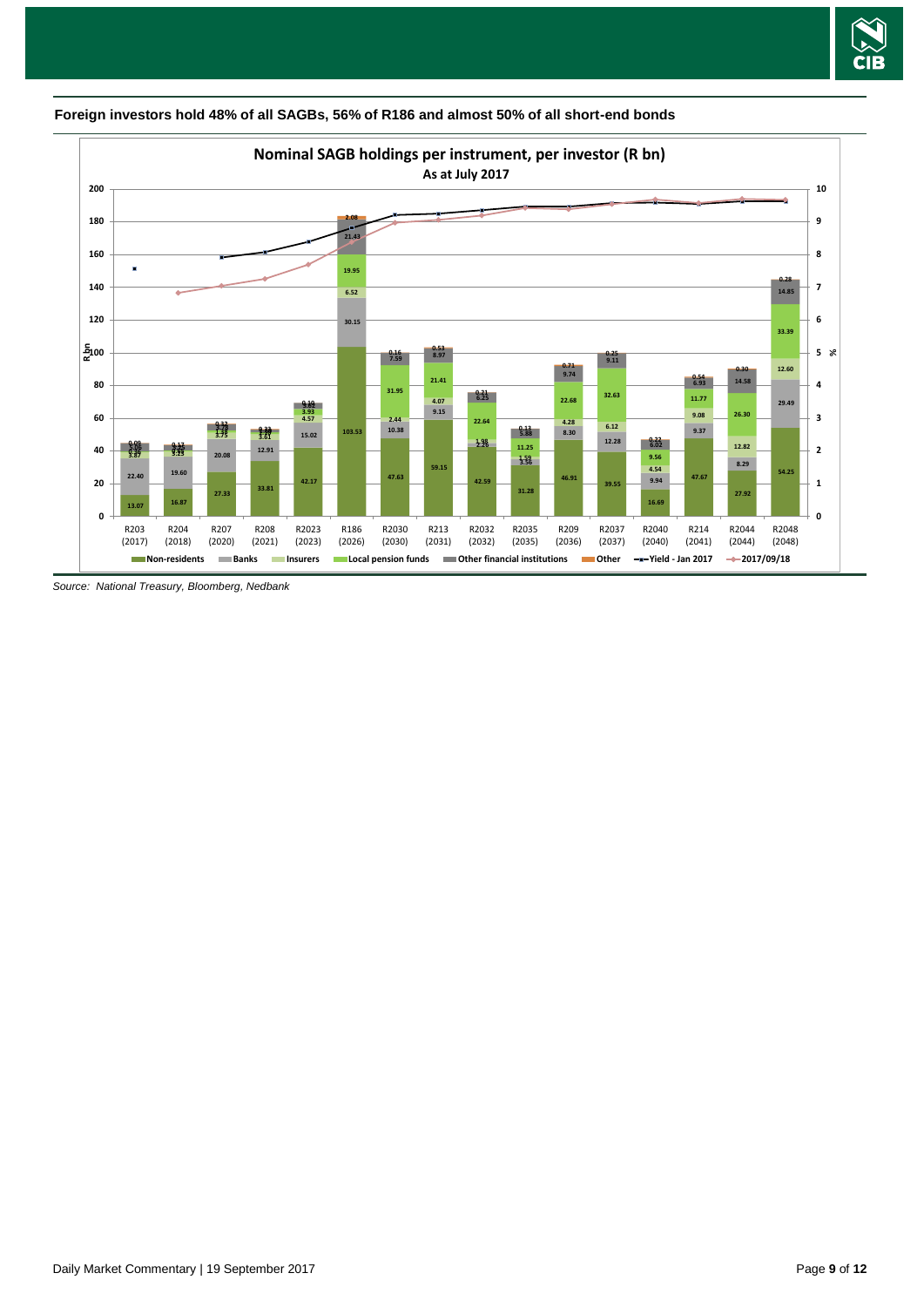### Foreign investors hold 48% of all SAGBs, 56% of R186 and almost 50% of all short-end bonds

**Nominal SAGB holdings per instrument, per investor (R bn)**
As at July 2017

| Instrument | Non-residents | Banks | Insurers | Local pension funds | Other financial institutions | Other |
|---|---|---|---|---|---|---|
| R203 (2017) | 13.07 | 22.40 | 3.87 | 4.46 | 1.09 | 0.09 |
| R204 (2018) | 16.87 | 19.60 | 3.23 | 3.03 | 1.20 | 0.17 |
| R207 (2020) | 27.33 | 20.08 | 3.75 | 1.78 | 3.28 | 0.32 |
| R208 (2021) | 33.81 | 12.91 | 3.61 | 1.23 | 1.78 | 0.33 |
| R2023 (2023) | 42.17 | 15.02 | 4.57 | 3.93 | 2.82 | 0.10 |
| R186 (2026) | 103.53 | 30.15 | 6.52 | 19.95 | 21.43 | 2.08 |
| R2030 (2030) | 47.63 | 10.38 | 2.44 | 31.95 | 7.59 | 0.16 |
| R213 (2031) | 59.15 | 9.15 | 4.07 | 21.41 | 8.97 | 0.53 |
| R2032 (2032) | 42.59 | 2.26 | 1.98 | 22.64 | 6.25 | 0.21 |
| R2035 (2035) | 31.28 | 3.56 | 1.59 | 11.25 | 5.88 | 0.13 |
| R209 (2036) | 46.91 | 8.30 | 4.28 | 22.68 | 9.74 | 0.71 |
| R2037 (2037) | 39.55 | 12.28 | 6.12 | 32.63 | 9.11 | 0.25 |
| R2040 (2040) | 16.69 | 9.94 | 4.54 | 9.56 | 6.02 | 0.22 |
| R214 (2041) | 47.67 | 9.37 | 9.08 | 11.77 | 6.93 | 0.54 |
| R2044 (2044) | 27.92 | 8.29 | 12.82 | 26.30 | 14.58 | 0.30 |
| R2048 (2048) | 54.25 | 29.49 | 12.60 | 33.39 | 14.85 | 0.28 |

Lines (right axis, %): Yield - Jan 2017; 2017/09/18

*Source: National Treasury, Bloomberg, Nedbank*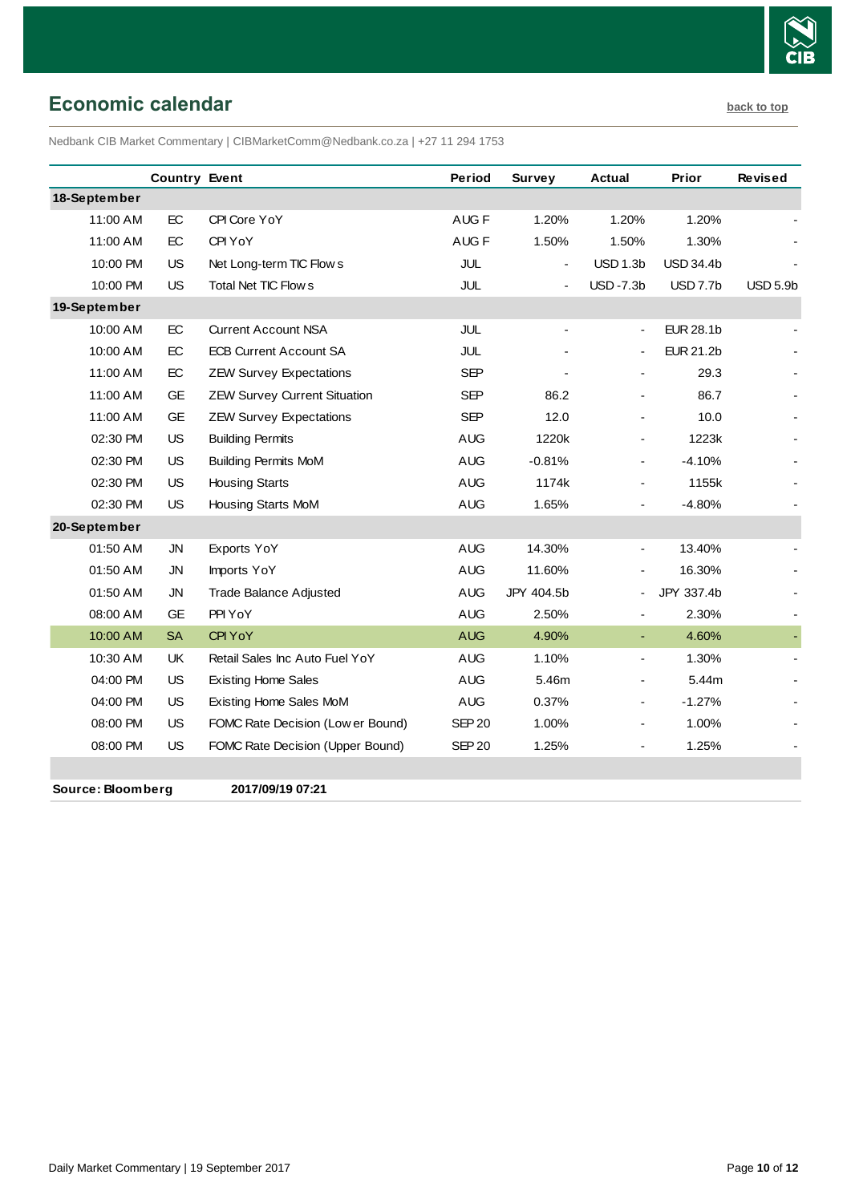## Economic calendar

back to top

Nedbank CIB Market Commentary | CIBMarketComm@Nedbank.co.za | +27 11 294 1753

| | Country | Event | Period | Survey | Actual | Prior | Revised |
|---|---|---|---|---|---|---|---|
| **18-September** | | | | | | | |
| 11:00 AM | EC | CPI Core YoY | AUG F | 1.20% | 1.20% | 1.20% | - |
| 11:00 AM | EC | CPI YoY | AUG F | 1.50% | 1.50% | 1.30% | - |
| 10:00 PM | US | Net Long-term TIC Flows | JUL | - | USD 1.3b | USD 34.4b | - |
| 10:00 PM | US | Total Net TIC Flows | JUL | - | USD -7.3b | USD 7.7b | USD 5.9b |
| **19-September** | | | | | | | |
| 10:00 AM | EC | Current Account NSA | JUL | - | - | EUR 28.1b | - |
| 10:00 AM | EC | ECB Current Account SA | JUL | - | - | EUR 21.2b | - |
| 11:00 AM | EC | ZEW Survey Expectations | SEP | - | - | 29.3 | - |
| 11:00 AM | GE | ZEW Survey Current Situation | SEP | 86.2 | - | 86.7 | - |
| 11:00 AM | GE | ZEW Survey Expectations | SEP | 12.0 | - | 10.0 | - |
| 02:30 PM | US | Building Permits | AUG | 1220k | - | 1223k | - |
| 02:30 PM | US | Building Permits MoM | AUG | -0.81% | - | -4.10% | - |
| 02:30 PM | US | Housing Starts | AUG | 1174k | - | 1155k | - |
| 02:30 PM | US | Housing Starts MoM | AUG | 1.65% | - | -4.80% | - |
| **20-September** | | | | | | | |
| 01:50 AM | JN | Exports YoY | AUG | 14.30% | - | 13.40% | - |
| 01:50 AM | JN | Imports YoY | AUG | 11.60% | - | 16.30% | - |
| 01:50 AM | JN | Trade Balance Adjusted | AUG | JPY 404.5b | - | JPY 337.4b | - |
| 08:00 AM | GE | PPI YoY | AUG | 2.50% | - | 2.30% | - |
| 10:00 AM | SA | CPI YoY | AUG | 4.90% | - | 4.60% | - |
| 10:30 AM | UK | Retail Sales Inc Auto Fuel YoY | AUG | 1.10% | - | 1.30% | - |
| 04:00 PM | US | Existing Home Sales | AUG | 5.46m | - | 5.44m | - |
| 04:00 PM | US | Existing Home Sales MoM | AUG | 0.37% | - | -1.27% | - |
| 08:00 PM | US | FOMC Rate Decision (Lower Bound) | SEP 20 | 1.00% | - | 1.00% | - |
| 08:00 PM | US | FOMC Rate Decision (Upper Bound) | SEP 20 | 1.25% | - | 1.25% | - |

**Source: Bloomberg** **2017/09/19 07:21**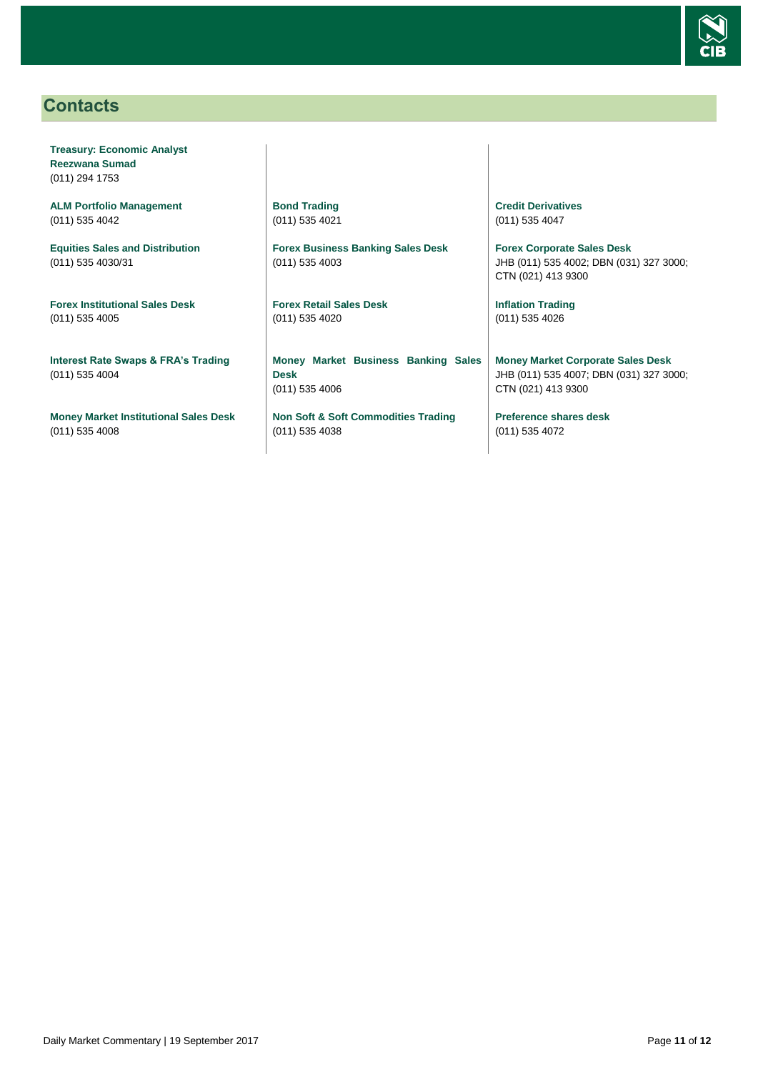## Contacts

**Treasury: Economic Analyst**
**Reezwana Sumad**
(011) 294 1753

**ALM Portfolio Management**
(011) 535 4042

**Equities Sales and Distribution**
(011) 535 4030/31

**Forex Institutional Sales Desk**
(011) 535 4005

**Interest Rate Swaps & FRA's Trading**
(011) 535 4004

**Money Market Institutional Sales Desk**
(011) 535 4008

**Bond Trading**
(011) 535 4021

**Forex Business Banking Sales Desk**
(011) 535 4003

**Forex Retail Sales Desk**
(011) 535 4020

**Money Market Business Banking Sales Desk**
(011) 535 4006

**Non Soft & Soft Commodities Trading**
(011) 535 4038

**Credit Derivatives**
(011) 535 4047

**Forex Corporate Sales Desk**
JHB (011) 535 4002; DBN (031) 327 3000; CTN (021) 413 9300

**Inflation Trading**
(011) 535 4026

**Money Market Corporate Sales Desk**
JHB (011) 535 4007; DBN (031) 327 3000; CTN (021) 413 9300

**Preference shares desk**
(011) 535 4072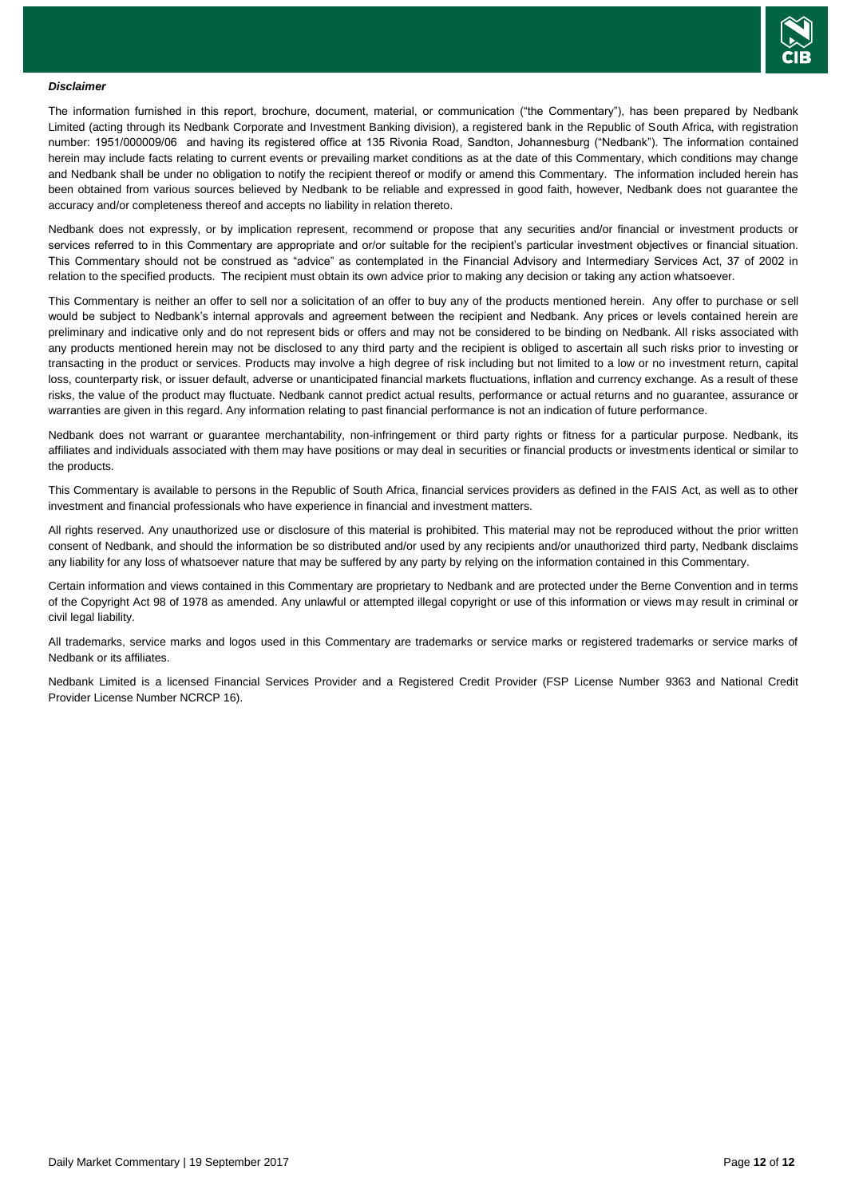***Disclaimer***

The information furnished in this report, brochure, document, material, or communication ("the Commentary"), has been prepared by Nedbank Limited (acting through its Nedbank Corporate and Investment Banking division), a registered bank in the Republic of South Africa, with registration number: 1951/000009/06 and having its registered office at 135 Rivonia Road, Sandton, Johannesburg ("Nedbank"). The information contained herein may include facts relating to current events or prevailing market conditions as at the date of this Commentary, which conditions may change and Nedbank shall be under no obligation to notify the recipient thereof or modify or amend this Commentary. The information included herein has been obtained from various sources believed by Nedbank to be reliable and expressed in good faith, however, Nedbank does not guarantee the accuracy and/or completeness thereof and accepts no liability in relation thereto.

Nedbank does not expressly, or by implication represent, recommend or propose that any securities and/or financial or investment products or services referred to in this Commentary are appropriate and or/or suitable for the recipient's particular investment objectives or financial situation. This Commentary should not be construed as "advice" as contemplated in the Financial Advisory and Intermediary Services Act, 37 of 2002 in relation to the specified products. The recipient must obtain its own advice prior to making any decision or taking any action whatsoever.

This Commentary is neither an offer to sell nor a solicitation of an offer to buy any of the products mentioned herein. Any offer to purchase or sell would be subject to Nedbank's internal approvals and agreement between the recipient and Nedbank. Any prices or levels contained herein are preliminary and indicative only and do not represent bids or offers and may not be considered to be binding on Nedbank. All risks associated with any products mentioned herein may not be disclosed to any third party and the recipient is obliged to ascertain all such risks prior to investing or transacting in the product or services. Products may involve a high degree of risk including but not limited to a low or no investment return, capital loss, counterparty risk, or issuer default, adverse or unanticipated financial markets fluctuations, inflation and currency exchange. As a result of these risks, the value of the product may fluctuate. Nedbank cannot predict actual results, performance or actual returns and no guarantee, assurance or warranties are given in this regard. Any information relating to past financial performance is not an indication of future performance.

Nedbank does not warrant or guarantee merchantability, non-infringement or third party rights or fitness for a particular purpose. Nedbank, its affiliates and individuals associated with them may have positions or may deal in securities or financial products or investments identical or similar to the products.

This Commentary is available to persons in the Republic of South Africa, financial services providers as defined in the FAIS Act, as well as to other investment and financial professionals who have experience in financial and investment matters.

All rights reserved. Any unauthorized use or disclosure of this material is prohibited. This material may not be reproduced without the prior written consent of Nedbank, and should the information be so distributed and/or used by any recipients and/or unauthorized third party, Nedbank disclaims any liability for any loss of whatsoever nature that may be suffered by any party by relying on the information contained in this Commentary.

Certain information and views contained in this Commentary are proprietary to Nedbank and are protected under the Berne Convention and in terms of the Copyright Act 98 of 1978 as amended. Any unlawful or attempted illegal copyright or use of this information or views may result in criminal or civil legal liability.

All trademarks, service marks and logos used in this Commentary are trademarks or service marks or registered trademarks or service marks of Nedbank or its affiliates.

Nedbank Limited is a licensed Financial Services Provider and a Registered Credit Provider (FSP License Number 9363 and National Credit Provider License Number NCRCP 16).